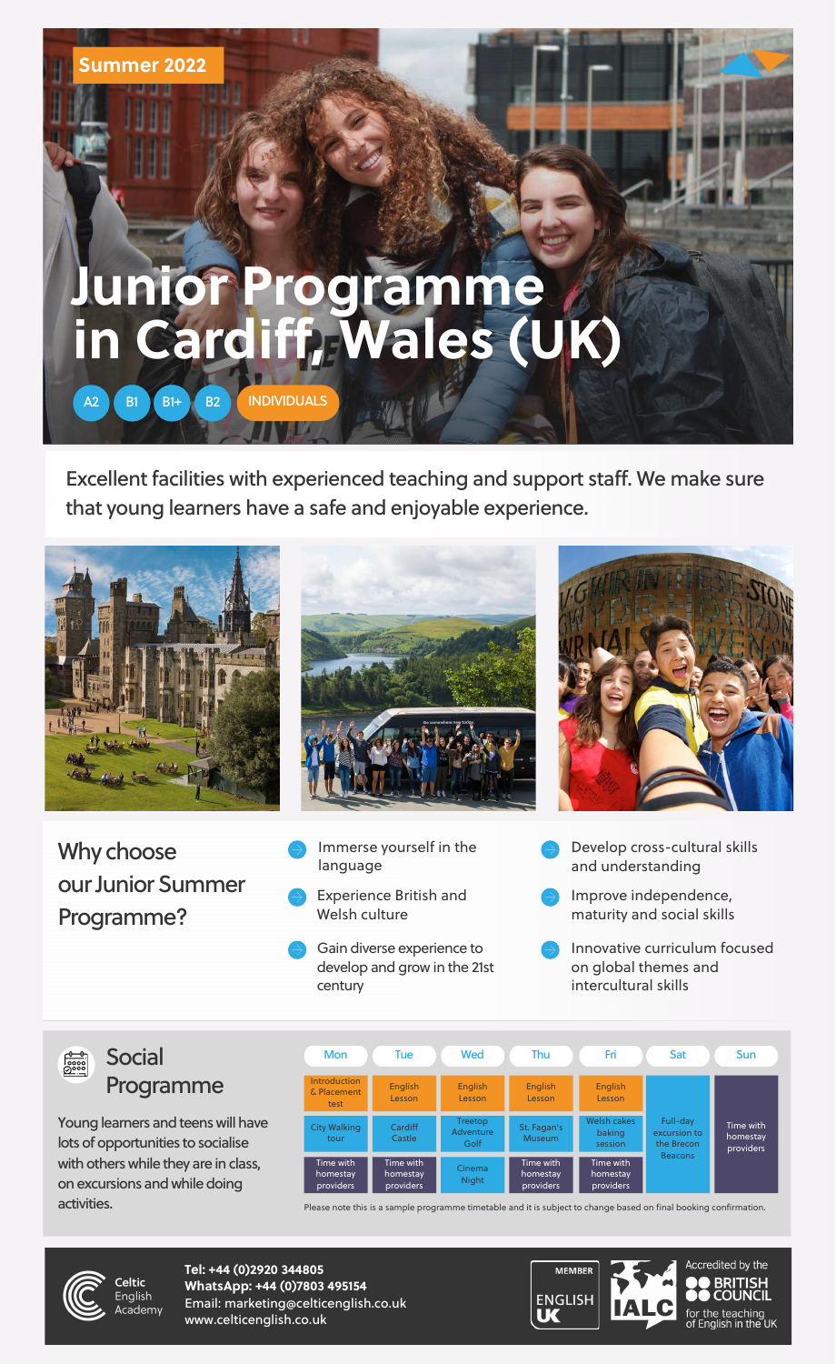Summer 2022

# Junior Programme in Cardiff, Wales (UK)

A2 B1 B1+ B2 INDIVIDUALS

Excellent facilities with experienced teaching and support staff. We make sure that young learners have a safe and enjoyable experience.

## Why choose our Junior Summer Programme?

- Immerse yourself in the language
- Experience British and Welsh culture
- Gain diverse experience to develop and grow in the 21st century
- Develop cross-cultural skills and understanding
- Improve independence, maturity and social skills
- Innovative curriculum focused on global themes and intercultural skills

## Social Programme

Young learners and teens will have lots of opportunities to socialise with others while they are in class, on excursions and while doing activities.

| Mon | Tue | Wed | Thu | Fri | Sat | Sun |
|---|---|---|---|---|---|---|
| Introduction & Placement test | English Lesson | English Lesson | English Lesson | English Lesson | Full-day excursion to the Brecon Beacons | Time with homestay providers |
| City Walking tour | Cardiff Castle | Treetop Adventure Golf | St. Fagan's Museum | Welsh cakes baking session | | |
| Time with homestay providers | Time with homestay providers | Cinema Night | Time with homestay providers | Time with homestay providers | | |

Please note this is a sample programme timetable and it is subject to change based on final booking confirmation.

Celtic English Academy

**Tel: +44 (0)2920 344805**
**WhatsApp: +44 (0)7803 495154**
Email: marketing@celticenglish.co.uk
www.celticenglish.co.uk

MEMBER ENGLISH UK

IALC

Accredited by the BRITISH COUNCIL for the teaching of English in the UK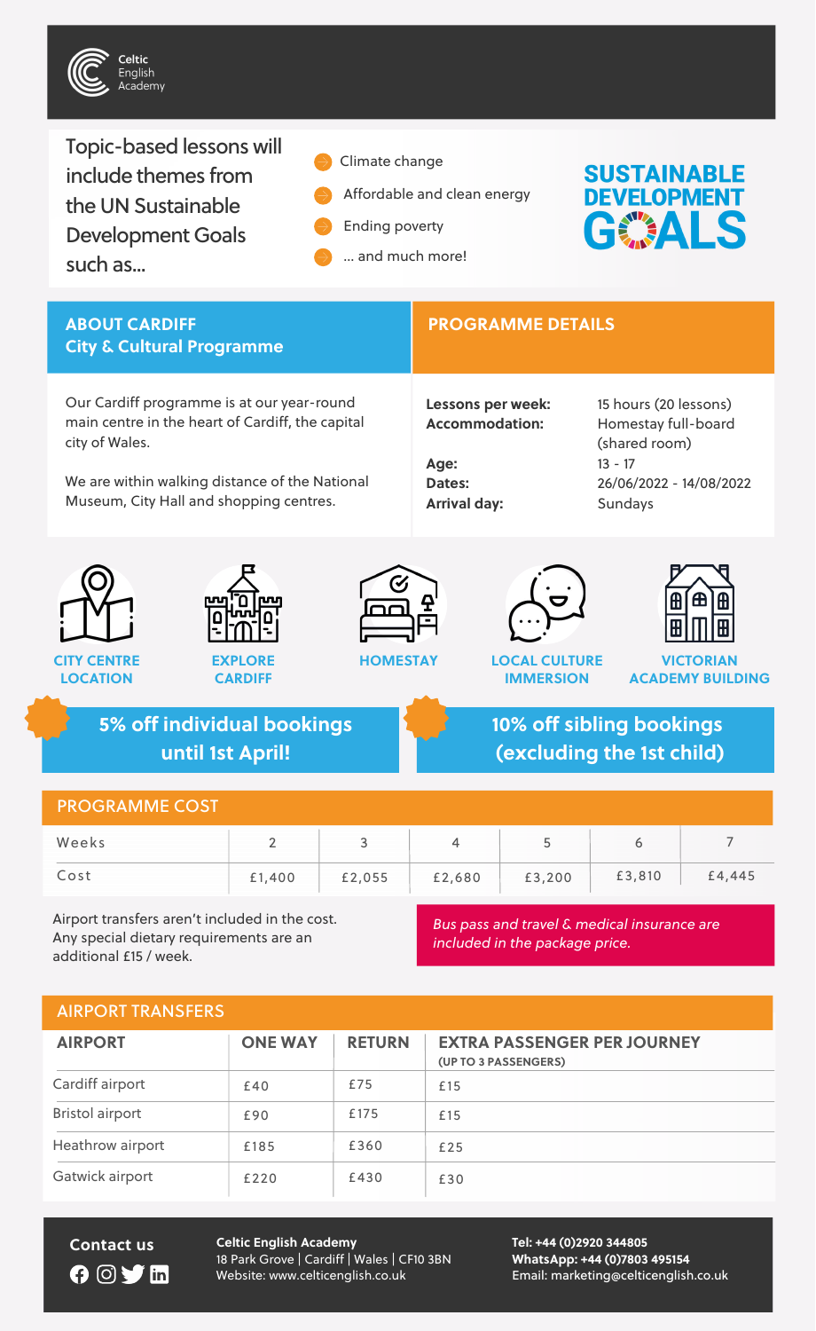Celtic English Academy

Topic-based lessons will include themes from the UN Sustainable Development Goals such as...

- Climate change
- Affordable and clean energy
- Ending poverty
- ... and much more!

SUSTAINABLE DEVELOPMENT GOALS

## ABOUT CARDIFF City & Cultural Programme

Our Cardiff programme is at our year-round main centre in the heart of Cardiff, the capital city of Wales.

We are within walking distance of the National Museum, City Hall and shopping centres.

## PROGRAMME DETAILS

| | |
|---|---|
| **Lessons per week:** | 15 hours (20 lessons) |
| **Accommodation:** | Homestay full-board (shared room) |
| **Age:** | 13 - 17 |
| **Dates:** | 26/06/2022 - 14/08/2022 |
| **Arrival day:** | Sundays |

CITY CENTRE LOCATION

EXPLORE CARDIFF

HOMESTAY

LOCAL CULTURE IMMERSION

VICTORIAN ACADEMY BUILDING

**5% off individual bookings until 1st April!**

**10% off sibling bookings (excluding the 1st child)**

## PROGRAMME COST

| Weeks | 2 | 3 | 4 | 5 | 6 | 7 |
|---|---|---|---|---|---|---|
| Cost | £1,400 | £2,055 | £2,680 | £3,200 | £3,810 | £4,445 |

Airport transfers aren't included in the cost. Any special dietary requirements are an additional £15 / week.

*Bus pass and travel & medical insurance are included in the package price.*

## AIRPORT TRANSFERS

| AIRPORT | ONE WAY | RETURN | EXTRA PASSENGER PER JOURNEY (UP TO 3 PASSENGERS) |
|---|---|---|---|
| Cardiff airport | £40 | £75 | £15 |
| Bristol airport | £90 | £175 | £15 |
| Heathrow airport | £185 | £360 | £25 |
| Gatwick airport | £220 | £430 | £30 |

**Contact us**

**Celtic English Academy**
18 Park Grove | Cardiff | Wales | CF10 3BN
Website: www.celticenglish.co.uk

**Tel: +44 (0)2920 344805**
**WhatsApp: +44 (0)7803 495154**
Email: marketing@celticenglish.co.uk